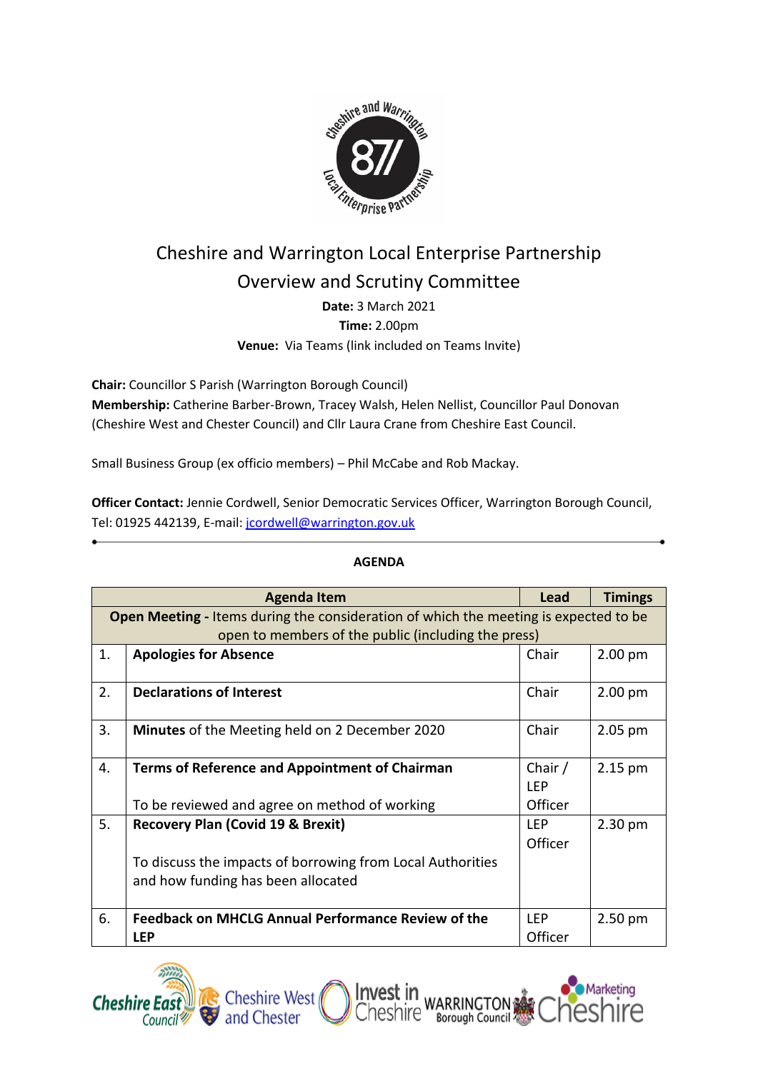# Cheshire and Warrington Local Enterprise Partnership

## Overview and Scrutiny Committee

**Date:** 3 March 2021

**Time:** 2.00pm

**Venue:** Via Teams (link included on Teams Invite)

**Chair:** Councillor S Parish (Warrington Borough Council)

**Membership:** Catherine Barber-Brown, Tracey Walsh, Helen Nellist, Councillor Paul Donovan (Cheshire West and Chester Council) and Cllr Laura Crane from Cheshire East Council.

Small Business Group (ex officio members) – Phil McCabe and Rob Mackay.

**Officer Contact:** Jennie Cordwell, Senior Democratic Services Officer, Warrington Borough Council, Tel: 01925 442139, E-mail: jcordwell@warrington.gov.uk

---

**AGENDA**

| | Agenda Item | Lead | Timings |
|---|---|---|---|
| | **Open Meeting -** Items during the consideration of which the meeting is expected to be open to members of the public (including the press) | | |
| 1. | **Apologies for Absence** | Chair | 2.00 pm |
| 2. | **Declarations of Interest** | Chair | 2.00 pm |
| 3. | **Minutes** of the Meeting held on 2 December 2020 | Chair | 2.05 pm |
| 4. | **Terms of Reference and Appointment of Chairman**<br><br>To be reviewed and agree on method of working | Chair / LEP Officer | 2.15 pm |
| 5. | **Recovery Plan (Covid 19 & Brexit)**<br><br>To discuss the impacts of borrowing from Local Authorities and how funding has been allocated | LEP Officer | 2.30 pm |
| 6. | **Feedback on MHCLG Annual Performance Review of the LEP** | LEP Officer | 2.50 pm |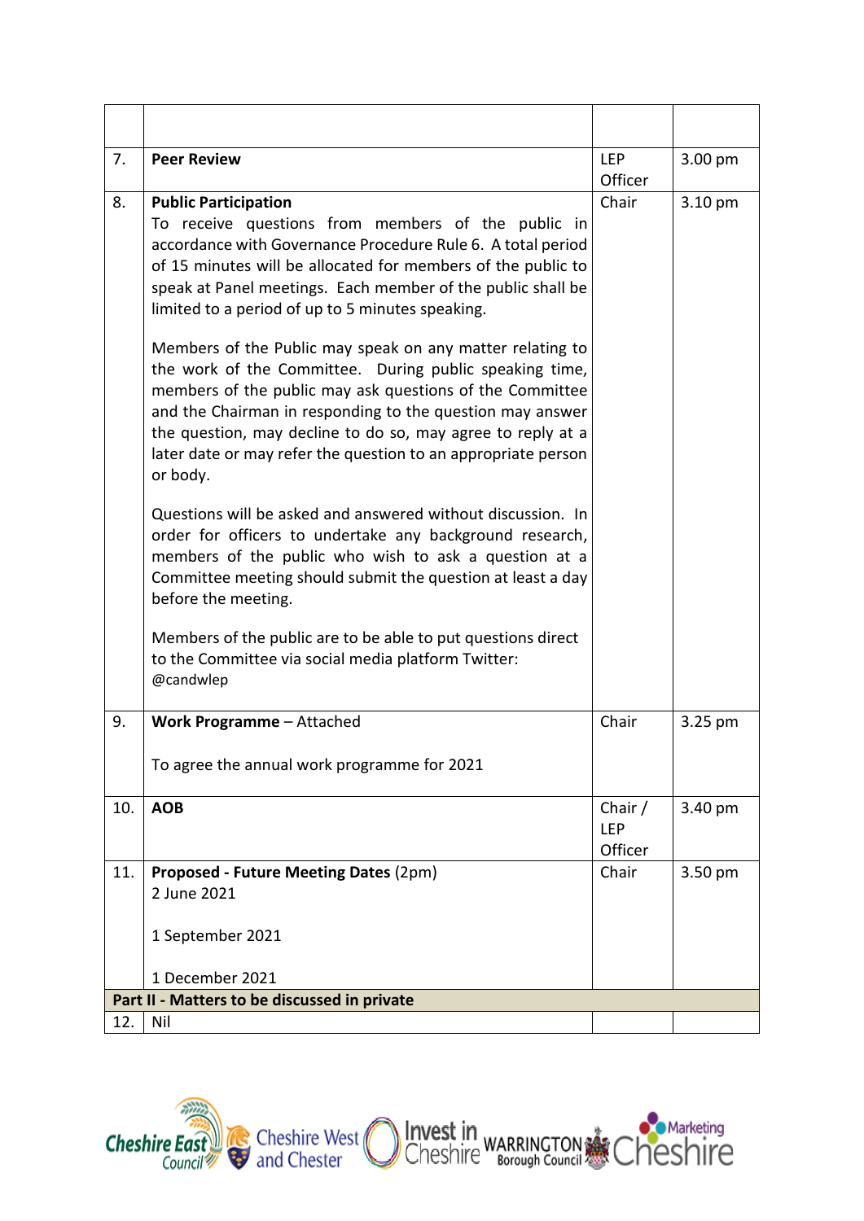| | | | |
|---|---|---|---|
| | | | |
| 7. | **Peer Review** | LEP Officer | 3.00 pm |
| 8. | **Public Participation**<br>To receive questions from members of the public in accordance with Governance Procedure Rule 6. A total period of 15 minutes will be allocated for members of the public to speak at Panel meetings. Each member of the public shall be limited to a period of up to 5 minutes speaking.<br><br>Members of the Public may speak on any matter relating to the work of the Committee. During public speaking time, members of the public may ask questions of the Committee and the Chairman in responding to the question may answer the question, may decline to do so, may agree to reply at a later date or may refer the question to an appropriate person or body.<br><br>Questions will be asked and answered without discussion. In order for officers to undertake any background research, members of the public who wish to ask a question at a Committee meeting should submit the question at least a day before the meeting.<br><br>Members of the public are to be able to put questions direct to the Committee via social media platform Twitter: @candwlep | Chair | 3.10 pm |
| 9. | **Work Programme** – Attached<br><br>To agree the annual work programme for 2021 | Chair | 3.25 pm |
| 10. | **AOB** | Chair / LEP Officer | 3.40 pm |
| 11. | **Proposed - Future Meeting Dates** (2pm)<br>2 June 2021<br><br>1 September 2021<br><br>1 December 2021 | Chair | 3.50 pm |
| **Part II - Matters to be discussed in private** | | | |
| 12. | Nil | | |

Cheshire East Council | Cheshire West and Chester | Invest in Cheshire | WARRINGTON Borough Council | Marketing Cheshire